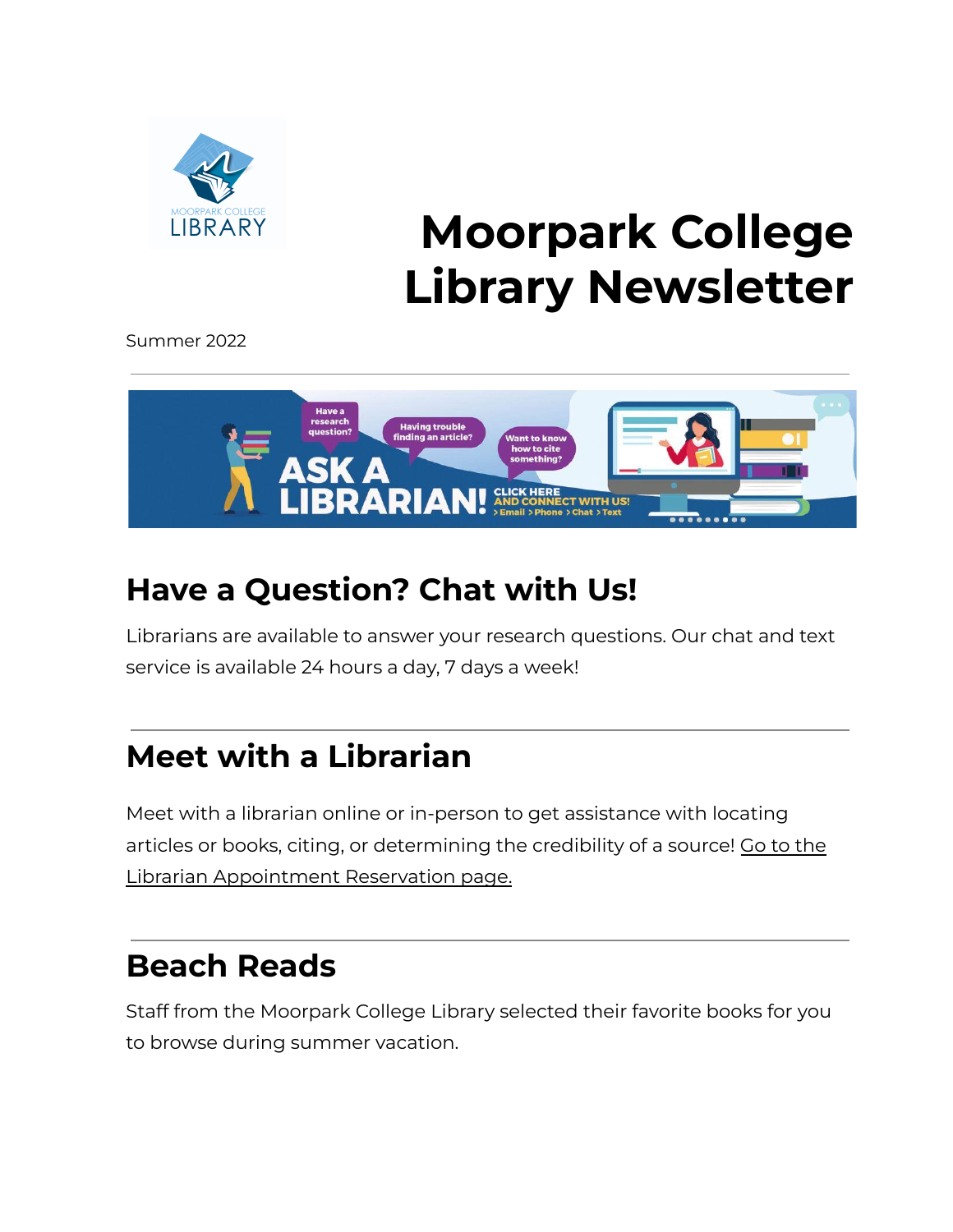# Moorpark College Library Newsletter

Summer 2022

---

## Have a Question? Chat with Us!

Librarians are available to answer your research questions. Our chat and text service is available 24 hours a day, 7 days a week!

---

## Meet with a Librarian

Meet with a librarian online or in-person to get assistance with locating articles or books, citing, or determining the credibility of a source! Go to the Librarian Appointment Reservation page.

---

## Beach Reads

Staff from the Moorpark College Library selected their favorite books for you to browse during summer vacation.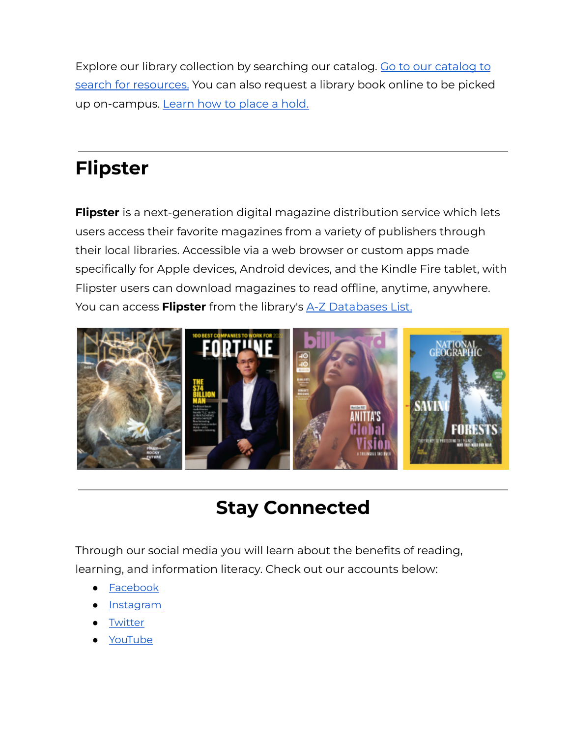Explore our library collection by searching our catalog. Go to our catalog to search for resources. You can also request a library book online to be picked up on-campus. Learn how to place a hold.

---

# Flipster

**Flipster** is a next-generation digital magazine distribution service which lets users access their favorite magazines from a variety of publishers through their local libraries. Accessible via a web browser or custom apps made specifically for Apple devices, Android devices, and the Kindle Fire tablet, with Flipster users can download magazines to read offline, anytime, anywhere. You can access **Flipster** from the library's A-Z Databases List.

---

# Stay Connected

Through our social media you will learn about the benefits of reading, learning, and information literacy. Check out our accounts below:

- Facebook
- Instagram
- Twitter
- YouTube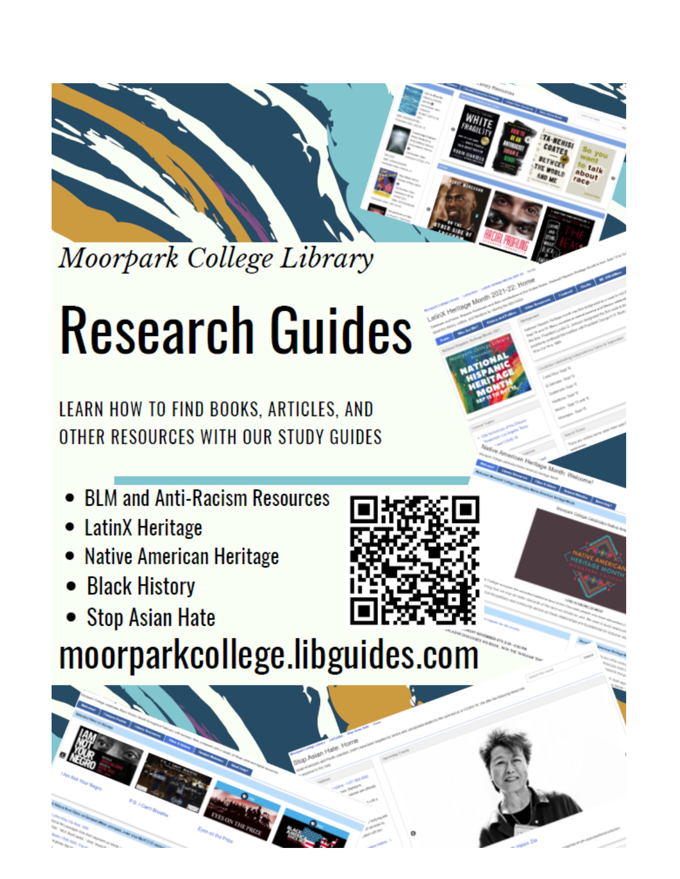*Moorpark College Library*

# Research Guides

LEARN HOW TO FIND BOOKS, ARTICLES, AND OTHER RESOURCES WITH OUR STUDY GUIDES

- BLM and Anti-Racism Resources
- LatinX Heritage
- Native American Heritage
- Black History
- Stop Asian Hate

## moorparkcollege.libguides.com